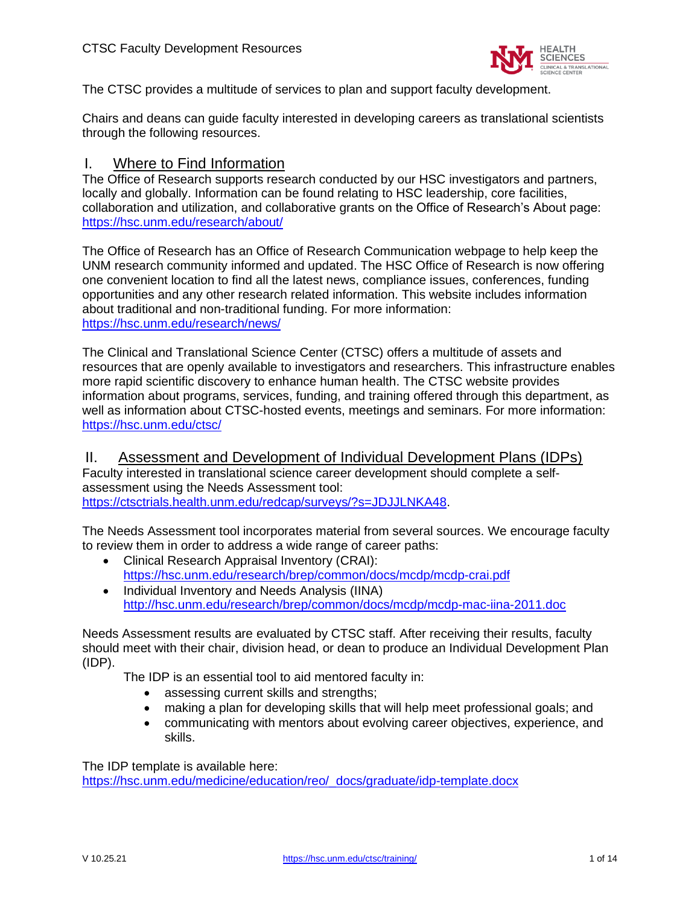# CTSC Faculty Development Resources

The CTSC provides a multitude of services to plan and support faculty development.

Chairs and deans can guide faculty interested in developing careers as translational scientists through the following resources.

## I. Where to Find Information

The Office of Research supports research conducted by our HSC investigators and partners, locally and globally. Information can be found relating to HSC leadership, core facilities, collaboration and utilization, and collaborative grants on the Office of Research's About page: https://hsc.unm.edu/research/about/

The Office of Research has an Office of Research Communication webpage to help keep the UNM research community informed and updated. The HSC Office of Research is now offering one convenient location to find all the latest news, compliance issues, conferences, funding opportunities and any other research related information. This website includes information about traditional and non-traditional funding. For more information: https://hsc.unm.edu/research/news/

The Clinical and Translational Science Center (CTSC) offers a multitude of assets and resources that are openly available to investigators and researchers. This infrastructure enables more rapid scientific discovery to enhance human health. The CTSC website provides information about programs, services, funding, and training offered through this department, as well as information about CTSC-hosted events, meetings and seminars. For more information: https://hsc.unm.edu/ctsc/

## II. Assessment and Development of Individual Development Plans (IDPs)

Faculty interested in translational science career development should complete a self-assessment using the Needs Assessment tool: https://ctsctrials.health.unm.edu/redcap/surveys/?s=JDJJLNKA48.

The Needs Assessment tool incorporates material from several sources. We encourage faculty to review them in order to address a wide range of career paths:

- Clinical Research Appraisal Inventory (CRAI): https://hsc.unm.edu/research/brep/common/docs/mcdp/mcdp-crai.pdf
- Individual Inventory and Needs Analysis (IINA) http://hsc.unm.edu/research/brep/common/docs/mcdp/mcdp-mac-iina-2011.doc

Needs Assessment results are evaluated by CTSC staff. After receiving their results, faculty should meet with their chair, division head, or dean to produce an Individual Development Plan (IDP).

The IDP is an essential tool to aid mentored faculty in:

- assessing current skills and strengths;
- making a plan for developing skills that will help meet professional goals; and
- communicating with mentors about evolving career objectives, experience, and skills.

The IDP template is available here: https://hsc.unm.edu/medicine/education/reo/_docs/graduate/idp-template.docx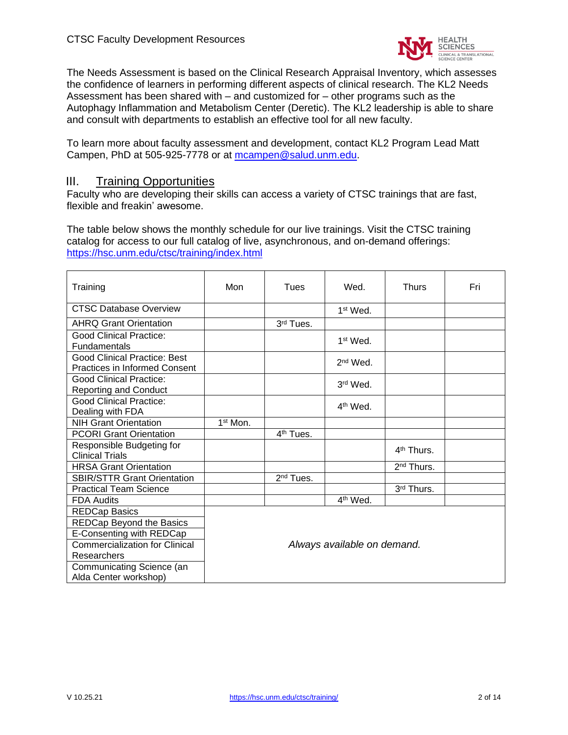The Needs Assessment is based on the Clinical Research Appraisal Inventory, which assesses the confidence of learners in performing different aspects of clinical research. The KL2 Needs Assessment has been shared with – and customized for – other programs such as the Autophagy Inflammation and Metabolism Center (Deretic). The KL2 leadership is able to share and consult with departments to establish an effective tool for all new faculty.

To learn more about faculty assessment and development, contact KL2 Program Lead Matt Campen, PhD at 505-925-7778 or at mcampen@salud.unm.edu.

## III. Training Opportunities

Faculty who are developing their skills can access a variety of CTSC trainings that are fast, flexible and freakin' awesome.

The table below shows the monthly schedule for our live trainings. Visit the CTSC training catalog for access to our full catalog of live, asynchronous, and on-demand offerings: https://hsc.unm.edu/ctsc/training/index.html

| Training | Mon | Tues | Wed. | Thurs | Fri |
|---|---|---|---|---|---|
| CTSC Database Overview | | | 1st Wed. | | |
| AHRQ Grant Orientation | | 3rd Tues. | | | |
| Good Clinical Practice: Fundamentals | | | 1st Wed. | | |
| Good Clinical Practice: Best Practices in Informed Consent | | | 2nd Wed. | | |
| Good Clinical Practice: Reporting and Conduct | | | 3rd Wed. | | |
| Good Clinical Practice: Dealing with FDA | | | 4th Wed. | | |
| NIH Grant Orientation | 1st Mon. | | | | |
| PCORI Grant Orientation | | 4th Tues. | | | |
| Responsible Budgeting for Clinical Trials | | | | 4th Thurs. | |
| HRSA Grant Orientation | | | | 2nd Thurs. | |
| SBIR/STTR Grant Orientation | | 2nd Tues. | | | |
| Practical Team Science | | | | 3rd Thurs. | |
| FDA Audits | | | 4th Wed. | | |
| REDCap Basics | *Always available on demand.* | | | | |
| REDCap Beyond the Basics | | | | | |
| E-Consenting with REDCap | | | | | |
| Commercialization for Clinical Researchers | | | | | |
| Communicating Science (an Alda Center workshop) | | | | | |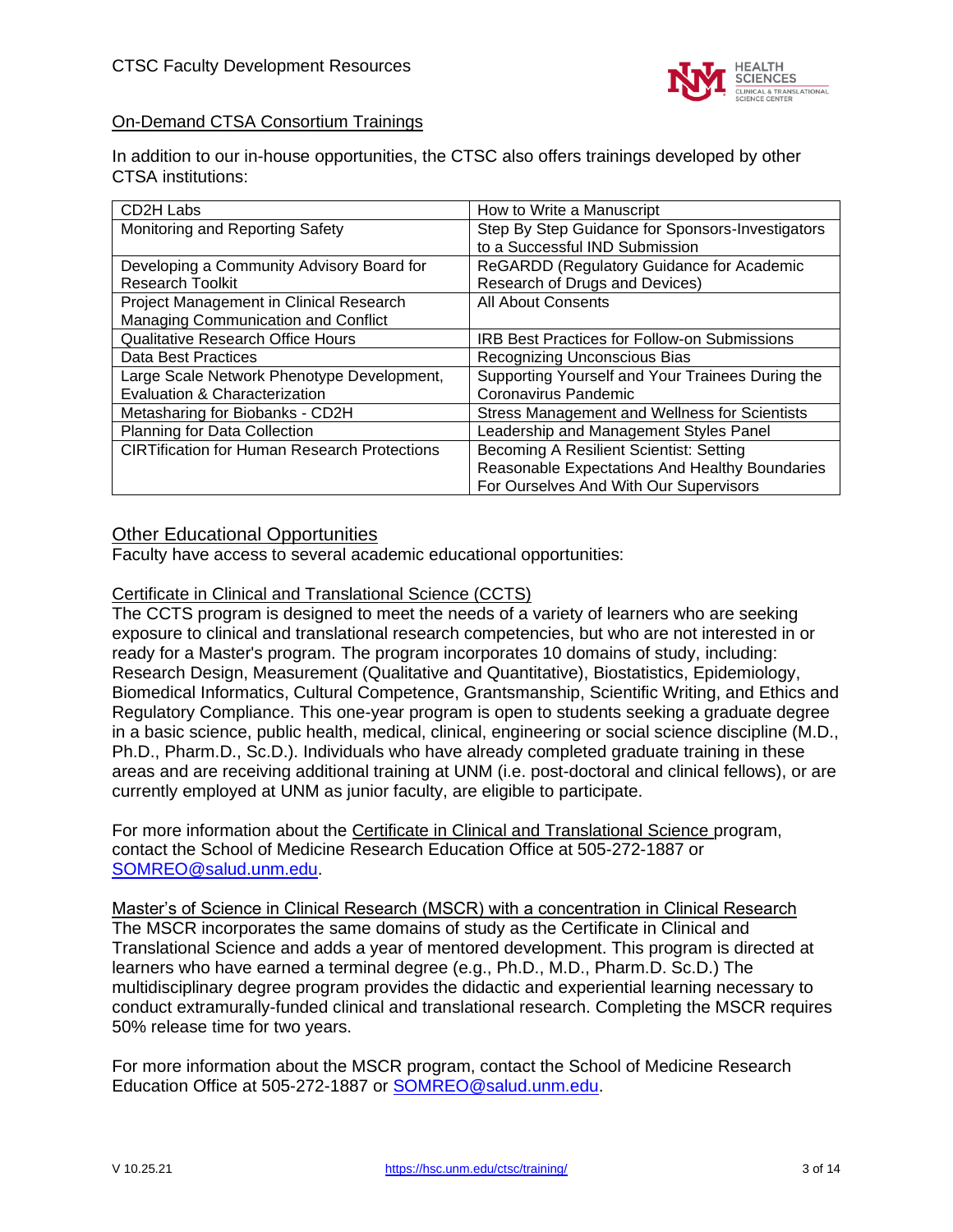## On-Demand CTSA Consortium Trainings

In addition to our in-house opportunities, the CTSC also offers trainings developed by other CTSA institutions:

| | |
|---|---|
| CD2H Labs | How to Write a Manuscript |
| Monitoring and Reporting Safety | Step By Step Guidance for Sponsors-Investigators to a Successful IND Submission |
| Developing a Community Advisory Board for Research Toolkit | ReGARDD (Regulatory Guidance for Academic Research of Drugs and Devices) |
| Project Management in Clinical Research Managing Communication and Conflict | All About Consents |
| Qualitative Research Office Hours | IRB Best Practices for Follow-on Submissions |
| Data Best Practices | Recognizing Unconscious Bias |
| Large Scale Network Phenotype Development, Evaluation & Characterization | Supporting Yourself and Your Trainees During the Coronavirus Pandemic |
| Metasharing for Biobanks - CD2H | Stress Management and Wellness for Scientists |
| Planning for Data Collection | Leadership and Management Styles Panel |
| CIRTification for Human Research Protections | Becoming A Resilient Scientist: Setting Reasonable Expectations And Healthy Boundaries For Ourselves And With Our Supervisors |

## Other Educational Opportunities

Faculty have access to several academic educational opportunities:

### Certificate in Clinical and Translational Science (CCTS)

The CCTS program is designed to meet the needs of a variety of learners who are seeking exposure to clinical and translational research competencies, but who are not interested in or ready for a Master's program. The program incorporates 10 domains of study, including: Research Design, Measurement (Qualitative and Quantitative), Biostatistics, Epidemiology, Biomedical Informatics, Cultural Competence, Grantsmanship, Scientific Writing, and Ethics and Regulatory Compliance. This one-year program is open to students seeking a graduate degree in a basic science, public health, medical, clinical, engineering or social science discipline (M.D., Ph.D., Pharm.D., Sc.D.). Individuals who have already completed graduate training in these areas and are receiving additional training at UNM (i.e. post-doctoral and clinical fellows), or are currently employed at UNM as junior faculty, are eligible to participate.

For more information about the Certificate in Clinical and Translational Science program, contact the School of Medicine Research Education Office at 505-272-1887 or SOMREO@salud.unm.edu.

### Master's of Science in Clinical Research (MSCR) with a concentration in Clinical Research

The MSCR incorporates the same domains of study as the Certificate in Clinical and Translational Science and adds a year of mentored development. This program is directed at learners who have earned a terminal degree (e.g., Ph.D., M.D., Pharm.D. Sc.D.) The multidisciplinary degree program provides the didactic and experiential learning necessary to conduct extramurally-funded clinical and translational research. Completing the MSCR requires 50% release time for two years.

For more information about the MSCR program, contact the School of Medicine Research Education Office at 505-272-1887 or SOMREO@salud.unm.edu.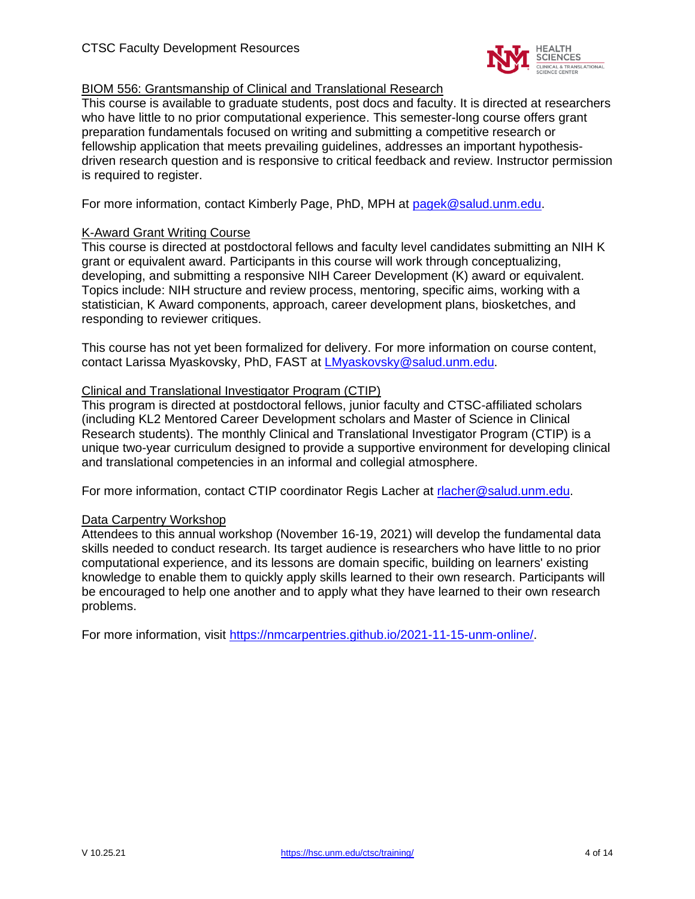### BIOM 556: Grantsmanship of Clinical and Translational Research

This course is available to graduate students, post docs and faculty. It is directed at researchers who have little to no prior computational experience. This semester-long course offers grant preparation fundamentals focused on writing and submitting a competitive research or fellowship application that meets prevailing guidelines, addresses an important hypothesis-driven research question and is responsive to critical feedback and review. Instructor permission is required to register.

For more information, contact Kimberly Page, PhD, MPH at pagek@salud.unm.edu.

### K-Award Grant Writing Course

This course is directed at postdoctoral fellows and faculty level candidates submitting an NIH K grant or equivalent award. Participants in this course will work through conceptualizing, developing, and submitting a responsive NIH Career Development (K) award or equivalent. Topics include: NIH structure and review process, mentoring, specific aims, working with a statistician, K Award components, approach, career development plans, biosketches, and responding to reviewer critiques.

This course has not yet been formalized for delivery. For more information on course content, contact Larissa Myaskovsky, PhD, FAST at LMyaskovsky@salud.unm.edu.

### Clinical and Translational Investigator Program (CTIP)

This program is directed at postdoctoral fellows, junior faculty and CTSC-affiliated scholars (including KL2 Mentored Career Development scholars and Master of Science in Clinical Research students). The monthly Clinical and Translational Investigator Program (CTIP) is a unique two-year curriculum designed to provide a supportive environment for developing clinical and translational competencies in an informal and collegial atmosphere.

For more information, contact CTIP coordinator Regis Lacher at rlacher@salud.unm.edu.

### Data Carpentry Workshop

Attendees to this annual workshop (November 16-19, 2021) will develop the fundamental data skills needed to conduct research. Its target audience is researchers who have little to no prior computational experience, and its lessons are domain specific, building on learners' existing knowledge to enable them to quickly apply skills learned to their own research. Participants will be encouraged to help one another and to apply what they have learned to their own research problems.

For more information, visit https://nmcarpentries.github.io/2021-11-15-unm-online/.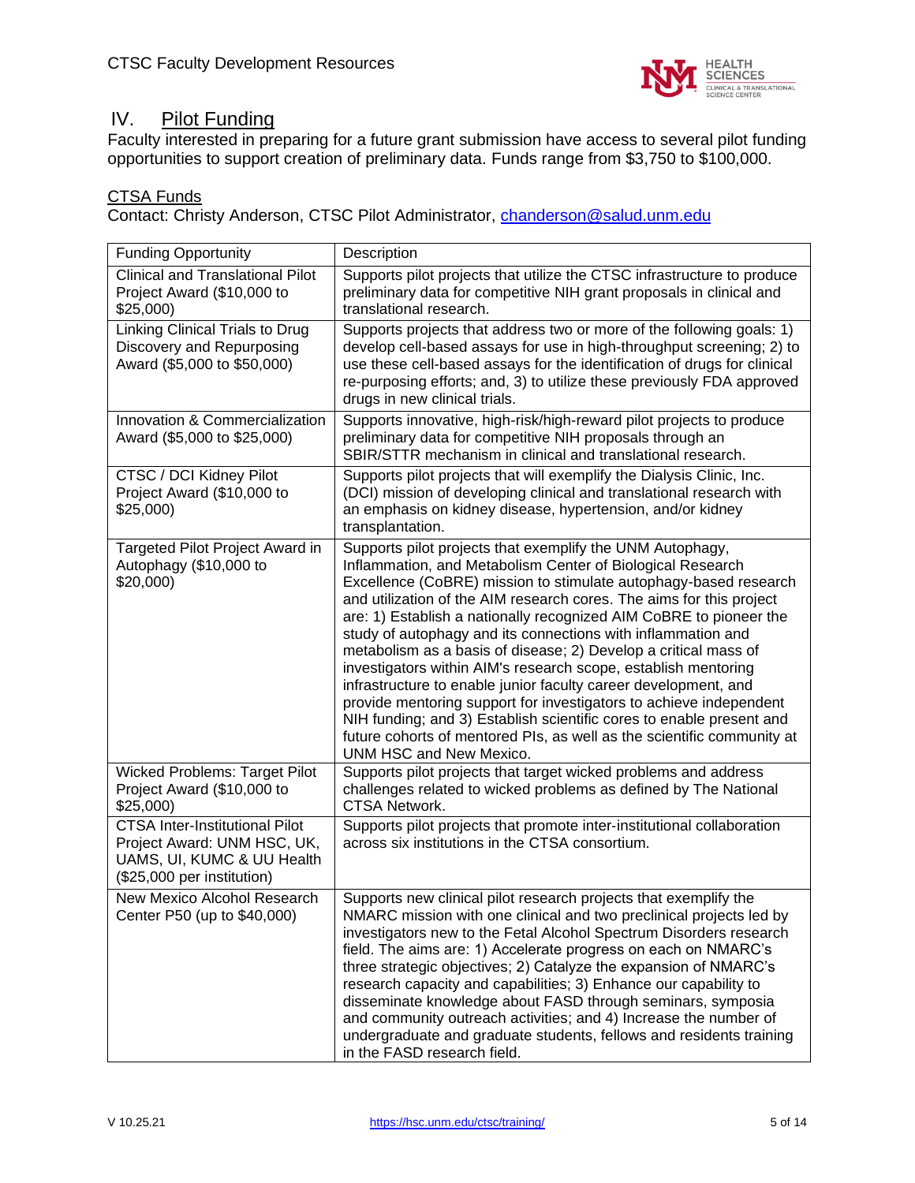## IV. Pilot Funding

Faculty interested in preparing for a future grant submission have access to several pilot funding opportunities to support creation of preliminary data. Funds range from $3,750 to $100,000.

### CTSA Funds

Contact: Christy Anderson, CTSC Pilot Administrator, [chanderson@salud.unm.edu](mailto:chanderson@salud.unm.edu)

| Funding Opportunity | Description |
|---|---|
| Clinical and Translational Pilot Project Award ($10,000 to $25,000) | Supports pilot projects that utilize the CTSC infrastructure to produce preliminary data for competitive NIH grant proposals in clinical and translational research. |
| Linking Clinical Trials to Drug Discovery and Repurposing Award ($5,000 to $50,000) | Supports projects that address two or more of the following goals: 1) develop cell-based assays for use in high-throughput screening; 2) to use these cell-based assays for the identification of drugs for clinical re-purposing efforts; and, 3) to utilize these previously FDA approved drugs in new clinical trials. |
| Innovation & Commercialization Award ($5,000 to $25,000) | Supports innovative, high-risk/high-reward pilot projects to produce preliminary data for competitive NIH proposals through an SBIR/STTR mechanism in clinical and translational research. |
| CTSC / DCI Kidney Pilot Project Award ($10,000 to $25,000) | Supports pilot projects that will exemplify the Dialysis Clinic, Inc. (DCI) mission of developing clinical and translational research with an emphasis on kidney disease, hypertension, and/or kidney transplantation. |
| Targeted Pilot Project Award in Autophagy ($10,000 to $20,000) | Supports pilot projects that exemplify the UNM Autophagy, Inflammation, and Metabolism Center of Biological Research Excellence (CoBRE) mission to stimulate autophagy-based research and utilization of the AIM research cores. The aims for this project are: 1) Establish a nationally recognized AIM CoBRE to pioneer the study of autophagy and its connections with inflammation and metabolism as a basis of disease; 2) Develop a critical mass of investigators within AIM's research scope, establish mentoring infrastructure to enable junior faculty career development, and provide mentoring support for investigators to achieve independent NIH funding; and 3) Establish scientific cores to enable present and future cohorts of mentored PIs, as well as the scientific community at UNM HSC and New Mexico. |
| Wicked Problems: Target Pilot Project Award ($10,000 to $25,000) | Supports pilot projects that target wicked problems and address challenges related to wicked problems as defined by The National CTSA Network. |
| CTSA Inter-Institutional Pilot Project Award: UNM HSC, UK, UAMS, UI, KUMC & UU Health ($25,000 per institution) | Supports pilot projects that promote inter-institutional collaboration across six institutions in the CTSA consortium. |
| New Mexico Alcohol Research Center P50 (up to $40,000) | Supports new clinical pilot research projects that exemplify the NMARC mission with one clinical and two preclinical projects led by investigators new to the Fetal Alcohol Spectrum Disorders research field. The aims are: 1) Accelerate progress on each on NMARC's three strategic objectives; 2) Catalyze the expansion of NMARC's research capacity and capabilities; 3) Enhance our capability to disseminate knowledge about FASD through seminars, symposia and community outreach activities; and 4) Increase the number of undergraduate and graduate students, fellows and residents training in the FASD research field. |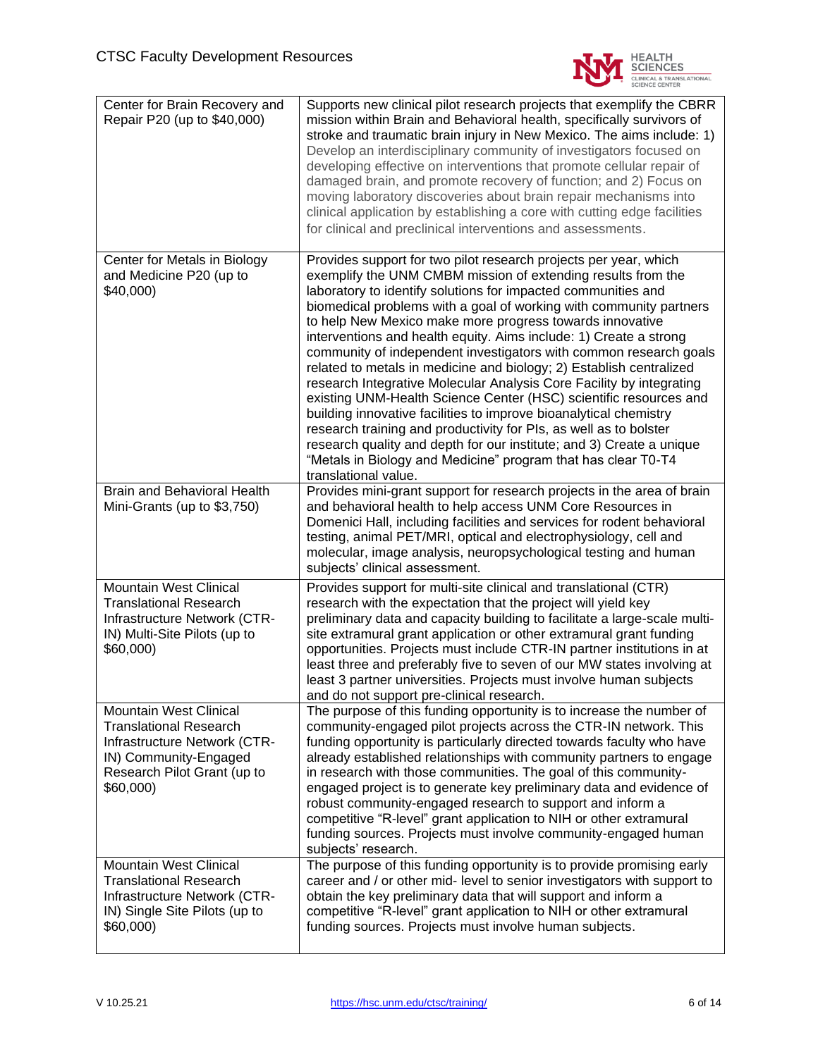| | |
|---|---|
| Center for Brain Recovery and Repair P20 (up to $40,000) | Supports new clinical pilot research projects that exemplify the CBRR mission within Brain and Behavioral health, specifically survivors of stroke and traumatic brain injury in New Mexico. The aims include: 1) Develop an interdisciplinary community of investigators focused on developing effective on interventions that promote cellular repair of damaged brain, and promote recovery of function; and 2) Focus on moving laboratory discoveries about brain repair mechanisms into clinical application by establishing a core with cutting edge facilities for clinical and preclinical interventions and assessments. |
| Center for Metals in Biology and Medicine P20 (up to $40,000) | Provides support for two pilot research projects per year, which exemplify the UNM CMBM mission of extending results from the laboratory to identify solutions for impacted communities and biomedical problems with a goal of working with community partners to help New Mexico make more progress towards innovative interventions and health equity. Aims include: 1) Create a strong community of independent investigators with common research goals related to metals in medicine and biology; 2) Establish centralized research Integrative Molecular Analysis Core Facility by integrating existing UNM-Health Science Center (HSC) scientific resources and building innovative facilities to improve bioanalytical chemistry research training and productivity for PIs, as well as to bolster research quality and depth for our institute; and 3) Create a unique "Metals in Biology and Medicine" program that has clear T0-T4 translational value. |
| Brain and Behavioral Health Mini-Grants (up to $3,750) | Provides mini-grant support for research projects in the area of brain and behavioral health to help access UNM Core Resources in Domenici Hall, including facilities and services for rodent behavioral testing, animal PET/MRI, optical and electrophysiology, cell and molecular, image analysis, neuropsychological testing and human subjects' clinical assessment. |
| Mountain West Clinical Translational Research Infrastructure Network (CTR-IN) Multi-Site Pilots (up to $60,000) | Provides support for multi-site clinical and translational (CTR) research with the expectation that the project will yield key preliminary data and capacity building to facilitate a large-scale multi-site extramural grant application or other extramural grant funding opportunities. Projects must include CTR-IN partner institutions in at least three and preferably five to seven of our MW states involving at least 3 partner universities. Projects must involve human subjects and do not support pre-clinical research. |
| Mountain West Clinical Translational Research Infrastructure Network (CTR-IN) Community-Engaged Research Pilot Grant (up to $60,000) | The purpose of this funding opportunity is to increase the number of community-engaged pilot projects across the CTR-IN network. This funding opportunity is particularly directed towards faculty who have already established relationships with community partners to engage in research with those communities. The goal of this community-engaged project is to generate key preliminary data and evidence of robust community-engaged research to support and inform a competitive "R-level" grant application to NIH or other extramural funding sources. Projects must involve community-engaged human subjects' research. |
| Mountain West Clinical Translational Research Infrastructure Network (CTR-IN) Single Site Pilots (up to $60,000) | The purpose of this funding opportunity is to provide promising early career and / or other mid- level to senior investigators with support to obtain the key preliminary data that will support and inform a competitive "R-level" grant application to NIH or other extramural funding sources. Projects must involve human subjects. |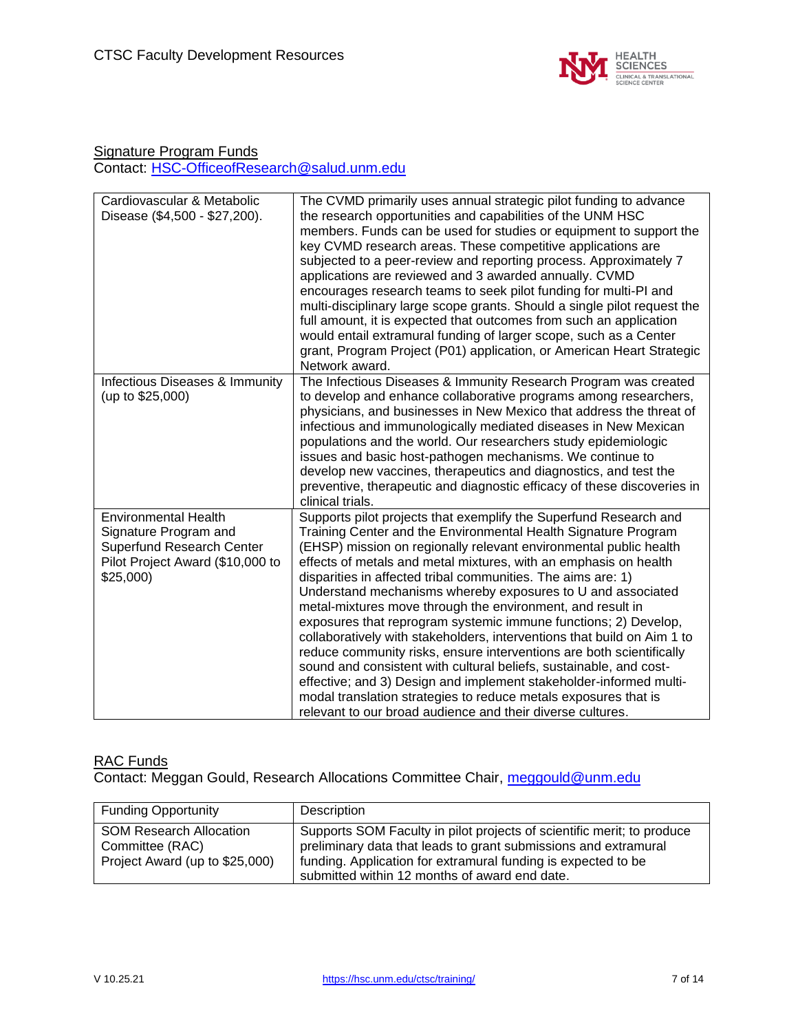## Signature Program Funds

Contact: HSC-OfficeofResearch@salud.unm.edu

| | |
|---|---|
| Cardiovascular & Metabolic Disease ($4,500 - $27,200). | The CVMD primarily uses annual strategic pilot funding to advance the research opportunities and capabilities of the UNM HSC members. Funds can be used for studies or equipment to support the key CVMD research areas. These competitive applications are subjected to a peer-review and reporting process. Approximately 7 applications are reviewed and 3 awarded annually. CVMD encourages research teams to seek pilot funding for multi-PI and multi-disciplinary large scope grants. Should a single pilot request the full amount, it is expected that outcomes from such an application would entail extramural funding of larger scope, such as a Center grant, Program Project (P01) application, or American Heart Strategic Network award. |
| Infectious Diseases & Immunity (up to $25,000) | The Infectious Diseases & Immunity Research Program was created to develop and enhance collaborative programs among researchers, physicians, and businesses in New Mexico that address the threat of infectious and immunologically mediated diseases in New Mexican populations and the world. Our researchers study epidemiologic issues and basic host-pathogen mechanisms. We continue to develop new vaccines, therapeutics and diagnostics, and test the preventive, therapeutic and diagnostic efficacy of these discoveries in clinical trials. |
| Environmental Health Signature Program and Superfund Research Center Pilot Project Award ($10,000 to $25,000) | Supports pilot projects that exemplify the Superfund Research and Training Center and the Environmental Health Signature Program (EHSP) mission on regionally relevant environmental public health effects of metals and metal mixtures, with an emphasis on health disparities in affected tribal communities. The aims are: 1) Understand mechanisms whereby exposures to U and associated metal-mixtures move through the environment, and result in exposures that reprogram systemic immune functions; 2) Develop, collaboratively with stakeholders, interventions that build on Aim 1 to reduce community risks, ensure interventions are both scientifically sound and consistent with cultural beliefs, sustainable, and cost-effective; and 3) Design and implement stakeholder-informed multi-modal translation strategies to reduce metals exposures that is relevant to our broad audience and their diverse cultures. |

## RAC Funds

Contact: Meggan Gould, Research Allocations Committee Chair, meggould@unm.edu

| Funding Opportunity | Description |
|---|---|
| SOM Research Allocation Committee (RAC) Project Award (up to $25,000) | Supports SOM Faculty in pilot projects of scientific merit; to produce preliminary data that leads to grant submissions and extramural funding. Application for extramural funding is expected to be submitted within 12 months of award end date. |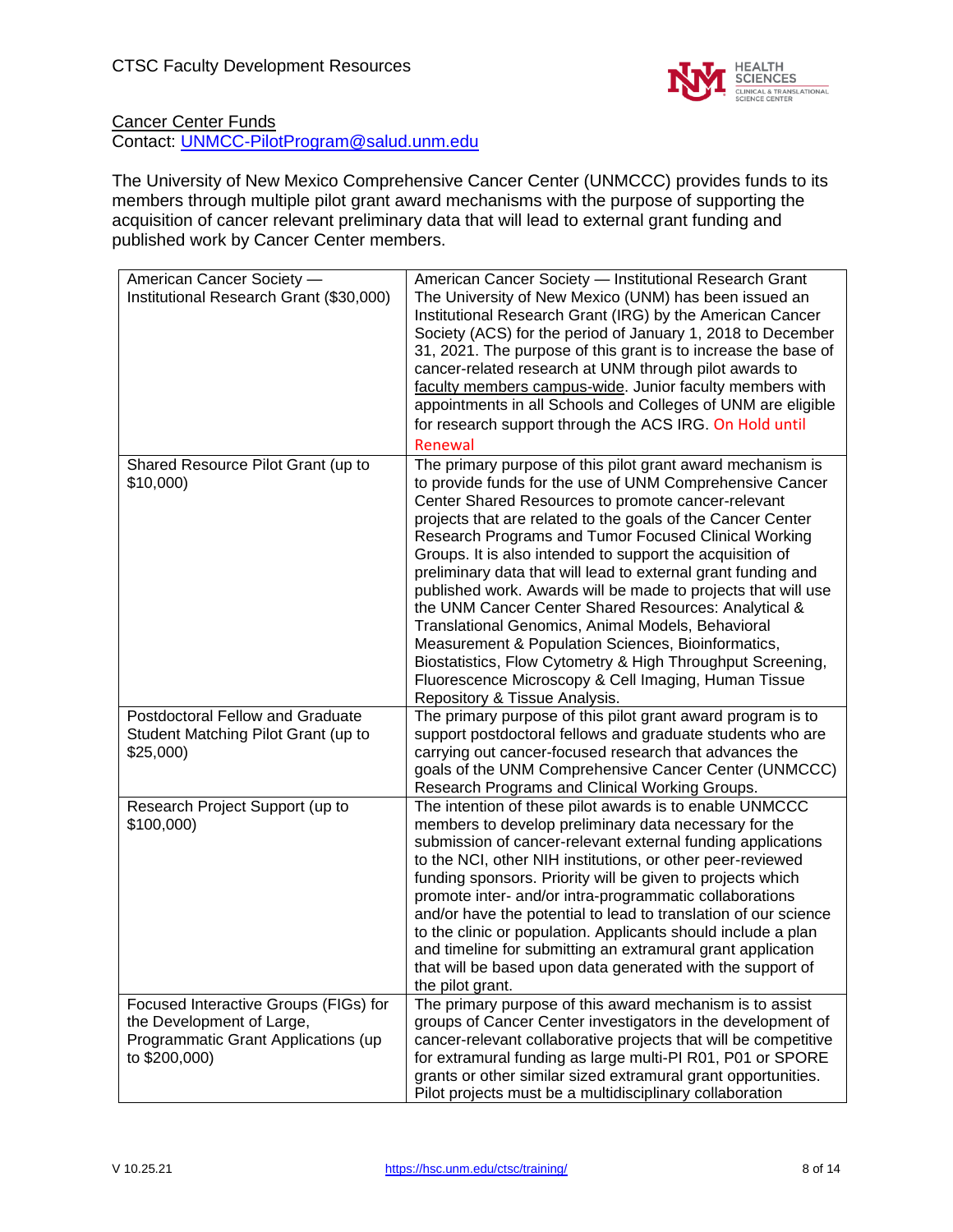## Cancer Center Funds

Contact: [UNMCC-PilotProgram@salud.unm.edu](mailto:UNMCC-PilotProgram@salud.unm.edu)

The University of New Mexico Comprehensive Cancer Center (UNMCCC) provides funds to its members through multiple pilot grant award mechanisms with the purpose of supporting the acquisition of cancer relevant preliminary data that will lead to external grant funding and published work by Cancer Center members.

| | |
|---|---|
| American Cancer Society — Institutional Research Grant ($30,000) | American Cancer Society — Institutional Research Grant The University of New Mexico (UNM) has been issued an Institutional Research Grant (IRG) by the American Cancer Society (ACS) for the period of January 1, 2018 to December 31, 2021. The purpose of this grant is to increase the base of cancer-related research at UNM through pilot awards to faculty members campus-wide. Junior faculty members with appointments in all Schools and Colleges of UNM are eligible for research support through the ACS IRG. On Hold until Renewal |
| Shared Resource Pilot Grant (up to $10,000) | The primary purpose of this pilot grant award mechanism is to provide funds for the use of UNM Comprehensive Cancer Center Shared Resources to promote cancer-relevant projects that are related to the goals of the Cancer Center Research Programs and Tumor Focused Clinical Working Groups. It is also intended to support the acquisition of preliminary data that will lead to external grant funding and published work. Awards will be made to projects that will use the UNM Cancer Center Shared Resources: Analytical & Translational Genomics, Animal Models, Behavioral Measurement & Population Sciences, Bioinformatics, Biostatistics, Flow Cytometry & High Throughput Screening, Fluorescence Microscopy & Cell Imaging, Human Tissue Repository & Tissue Analysis. |
| Postdoctoral Fellow and Graduate Student Matching Pilot Grant (up to $25,000) | The primary purpose of this pilot grant award program is to support postdoctoral fellows and graduate students who are carrying out cancer-focused research that advances the goals of the UNM Comprehensive Cancer Center (UNMCCC) Research Programs and Clinical Working Groups. |
| Research Project Support (up to $100,000) | The intention of these pilot awards is to enable UNMCCC members to develop preliminary data necessary for the submission of cancer-relevant external funding applications to the NCI, other NIH institutions, or other peer-reviewed funding sponsors. Priority will be given to projects which promote inter- and/or intra-programmatic collaborations and/or have the potential to lead to translation of our science to the clinic or population. Applicants should include a plan and timeline for submitting an extramural grant application that will be based upon data generated with the support of the pilot grant. |
| Focused Interactive Groups (FIGs) for the Development of Large, Programmatic Grant Applications (up to $200,000) | The primary purpose of this award mechanism is to assist groups of Cancer Center investigators in the development of cancer-relevant collaborative projects that will be competitive for extramural funding as large multi-PI R01, P01 or SPORE grants or other similar sized extramural grant opportunities. Pilot projects must be a multidisciplinary collaboration |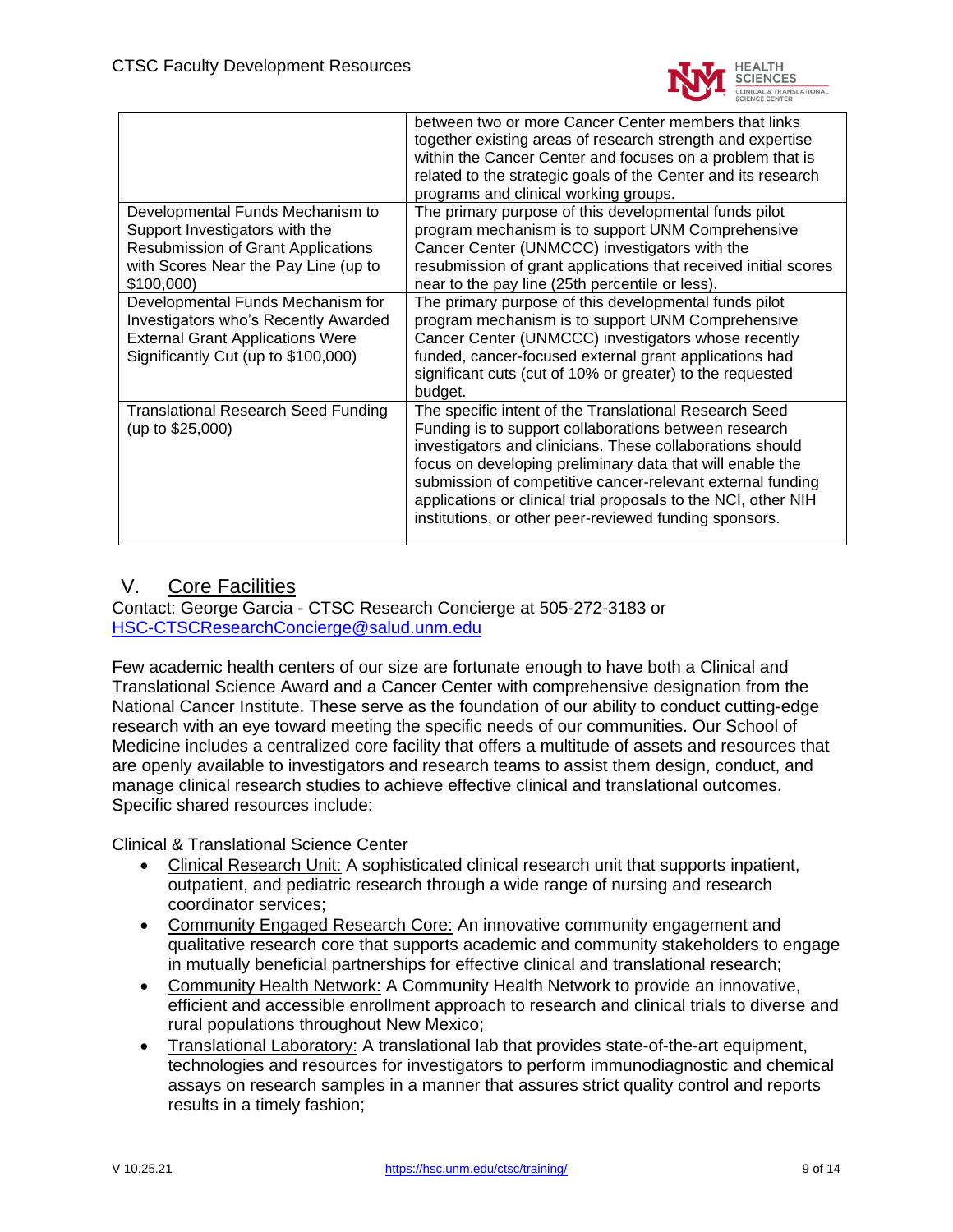| | |
|---|---|
| | between two or more Cancer Center members that links together existing areas of research strength and expertise within the Cancer Center and focuses on a problem that is related to the strategic goals of the Center and its research programs and clinical working groups. |
| Developmental Funds Mechanism to Support Investigators with the Resubmission of Grant Applications with Scores Near the Pay Line (up to $100,000) | The primary purpose of this developmental funds pilot program mechanism is to support UNM Comprehensive Cancer Center (UNMCCC) investigators with the resubmission of grant applications that received initial scores near to the pay line (25th percentile or less). |
| Developmental Funds Mechanism for Investigators who's Recently Awarded External Grant Applications Were Significantly Cut (up to $100,000) | The primary purpose of this developmental funds pilot program mechanism is to support UNM Comprehensive Cancer Center (UNMCCC) investigators whose recently funded, cancer-focused external grant applications had significant cuts (cut of 10% or greater) to the requested budget. |
| Translational Research Seed Funding (up to $25,000) | The specific intent of the Translational Research Seed Funding is to support collaborations between research investigators and clinicians. These collaborations should focus on developing preliminary data that will enable the submission of competitive cancer-relevant external funding applications or clinical trial proposals to the NCI, other NIH institutions, or other peer-reviewed funding sponsors. |

## V. Core Facilities

Contact: George Garcia - CTSC Research Concierge at 505-272-3183 or HSC-CTSCResearchConcierge@salud.unm.edu

Few academic health centers of our size are fortunate enough to have both a Clinical and Translational Science Award and a Cancer Center with comprehensive designation from the National Cancer Institute. These serve as the foundation of our ability to conduct cutting-edge research with an eye toward meeting the specific needs of our communities. Our School of Medicine includes a centralized core facility that offers a multitude of assets and resources that are openly available to investigators and research teams to assist them design, conduct, and manage clinical research studies to achieve effective clinical and translational outcomes. Specific shared resources include:

Clinical & Translational Science Center

- Clinical Research Unit: A sophisticated clinical research unit that supports inpatient, outpatient, and pediatric research through a wide range of nursing and research coordinator services;
- Community Engaged Research Core: An innovative community engagement and qualitative research core that supports academic and community stakeholders to engage in mutually beneficial partnerships for effective clinical and translational research;
- Community Health Network: A Community Health Network to provide an innovative, efficient and accessible enrollment approach to research and clinical trials to diverse and rural populations throughout New Mexico;
- Translational Laboratory: A translational lab that provides state-of-the-art equipment, technologies and resources for investigators to perform immunodiagnostic and chemical assays on research samples in a manner that assures strict quality control and reports results in a timely fashion;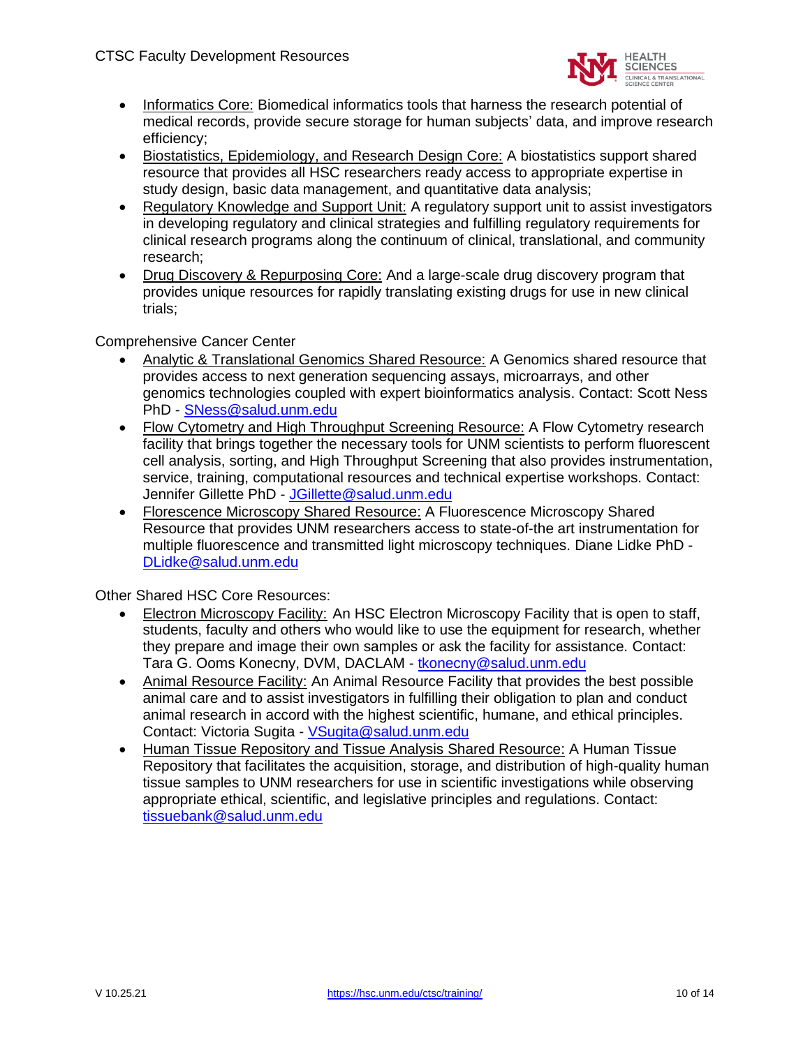- Informatics Core: Biomedical informatics tools that harness the research potential of medical records, provide secure storage for human subjects' data, and improve research efficiency;
- Biostatistics, Epidemiology, and Research Design Core: A biostatistics support shared resource that provides all HSC researchers ready access to appropriate expertise in study design, basic data management, and quantitative data analysis;
- Regulatory Knowledge and Support Unit: A regulatory support unit to assist investigators in developing regulatory and clinical strategies and fulfilling regulatory requirements for clinical research programs along the continuum of clinical, translational, and community research;
- Drug Discovery & Repurposing Core: And a large-scale drug discovery program that provides unique resources for rapidly translating existing drugs for use in new clinical trials;

Comprehensive Cancer Center

- Analytic & Translational Genomics Shared Resource: A Genomics shared resource that provides access to next generation sequencing assays, microarrays, and other genomics technologies coupled with expert bioinformatics analysis. Contact: Scott Ness PhD - SNess@salud.unm.edu
- Flow Cytometry and High Throughput Screening Resource: A Flow Cytometry research facility that brings together the necessary tools for UNM scientists to perform fluorescent cell analysis, sorting, and High Throughput Screening that also provides instrumentation, service, training, computational resources and technical expertise workshops. Contact: Jennifer Gillette PhD - JGillette@salud.unm.edu
- Florescence Microscopy Shared Resource: A Fluorescence Microscopy Shared Resource that provides UNM researchers access to state-of-the art instrumentation for multiple fluorescence and transmitted light microscopy techniques. Diane Lidke PhD - DLidke@salud.unm.edu

Other Shared HSC Core Resources:

- Electron Microscopy Facility: An HSC Electron Microscopy Facility that is open to staff, students, faculty and others who would like to use the equipment for research, whether they prepare and image their own samples or ask the facility for assistance. Contact: Tara G. Ooms Konecny, DVM, DACLAM - tkonecny@salud.unm.edu
- Animal Resource Facility: An Animal Resource Facility that provides the best possible animal care and to assist investigators in fulfilling their obligation to plan and conduct animal research in accord with the highest scientific, humane, and ethical principles. Contact: Victoria Sugita - VSugita@salud.unm.edu
- Human Tissue Repository and Tissue Analysis Shared Resource: A Human Tissue Repository that facilitates the acquisition, storage, and distribution of high-quality human tissue samples to UNM researchers for use in scientific investigations while observing appropriate ethical, scientific, and legislative principles and regulations. Contact: tissuebank@salud.unm.edu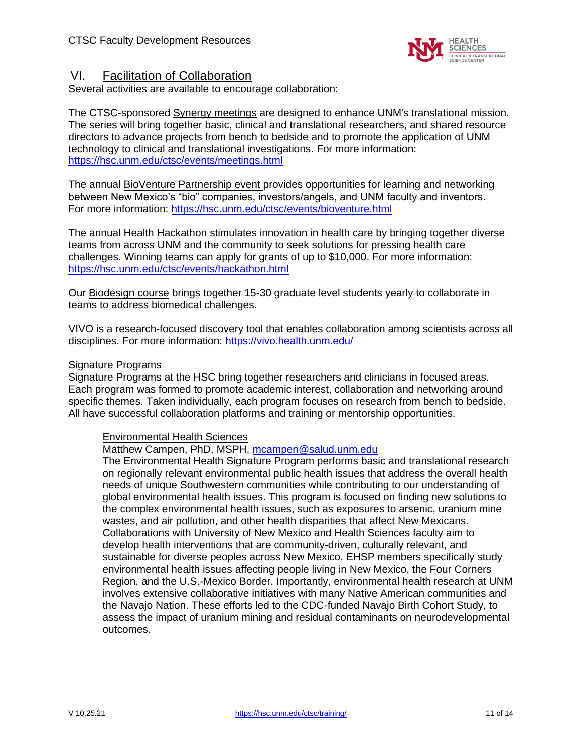## VI. Facilitation of Collaboration

Several activities are available to encourage collaboration:

The CTSC-sponsored Synergy meetings are designed to enhance UNM's translational mission. The series will bring together basic, clinical and translational researchers, and shared resource directors to advance projects from bench to bedside and to promote the application of UNM technology to clinical and translational investigations. For more information: https://hsc.unm.edu/ctsc/events/meetings.html

The annual BioVenture Partnership event provides opportunities for learning and networking between New Mexico's "bio" companies, investors/angels, and UNM faculty and inventors. For more information: https://hsc.unm.edu/ctsc/events/bioventure.html

The annual Health Hackathon stimulates innovation in health care by bringing together diverse teams from across UNM and the community to seek solutions for pressing health care challenges. Winning teams can apply for grants of up to $10,000. For more information: https://hsc.unm.edu/ctsc/events/hackathon.html

Our Biodesign course brings together 15-30 graduate level students yearly to collaborate in teams to address biomedical challenges.

VIVO is a research-focused discovery tool that enables collaboration among scientists across all disciplines. For more information: https://vivo.health.unm.edu/

### Signature Programs

Signature Programs at the HSC bring together researchers and clinicians in focused areas. Each program was formed to promote academic interest, collaboration and networking around specific themes. Taken individually, each program focuses on research from bench to bedside. All have successful collaboration platforms and training or mentorship opportunities.

#### Environmental Health Sciences

Matthew Campen, PhD, MSPH, mcampen@salud.unm.edu

The Environmental Health Signature Program performs basic and translational research on regionally relevant environmental public health issues that address the overall health needs of unique Southwestern communities while contributing to our understanding of global environmental health issues. This program is focused on finding new solutions to the complex environmental health issues, such as exposures to arsenic, uranium mine wastes, and air pollution, and other health disparities that affect New Mexicans. Collaborations with University of New Mexico and Health Sciences faculty aim to develop health interventions that are community-driven, culturally relevant, and sustainable for diverse peoples across New Mexico. EHSP members specifically study environmental health issues affecting people living in New Mexico, the Four Corners Region, and the U.S.-Mexico Border. Importantly, environmental health research at UNM involves extensive collaborative initiatives with many Native American communities and the Navajo Nation. These efforts led to the CDC-funded Navajo Birth Cohort Study, to assess the impact of uranium mining and residual contaminants on neurodevelopmental outcomes.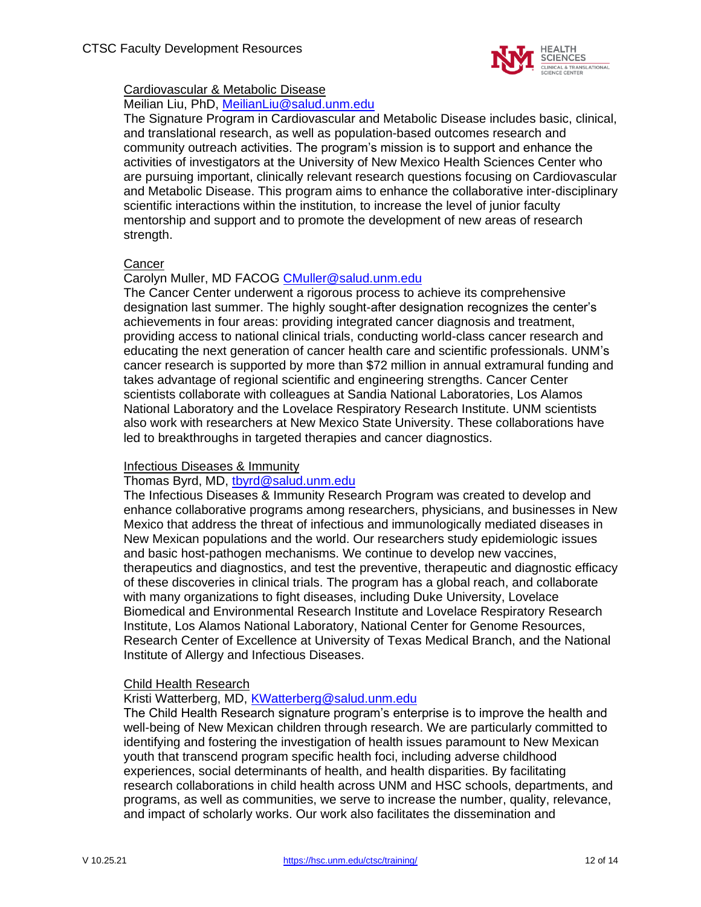Cardiovascular & Metabolic Disease

Meilian Liu, PhD, [MeilianLiu@salud.unm.edu](mailto:MeilianLiu@salud.unm.edu)

The Signature Program in Cardiovascular and Metabolic Disease includes basic, clinical, and translational research, as well as population-based outcomes research and community outreach activities. The program's mission is to support and enhance the activities of investigators at the University of New Mexico Health Sciences Center who are pursuing important, clinically relevant research questions focusing on Cardiovascular and Metabolic Disease. This program aims to enhance the collaborative inter-disciplinary scientific interactions within the institution, to increase the level of junior faculty mentorship and support and to promote the development of new areas of research strength.

Cancer

Carolyn Muller, MD FACOG [CMuller@salud.unm.edu](mailto:CMuller@salud.unm.edu)

The Cancer Center underwent a rigorous process to achieve its comprehensive designation last summer. The highly sought-after designation recognizes the center's achievements in four areas: providing integrated cancer diagnosis and treatment, providing access to national clinical trials, conducting world-class cancer research and educating the next generation of cancer health care and scientific professionals. UNM's cancer research is supported by more than $72 million in annual extramural funding and takes advantage of regional scientific and engineering strengths. Cancer Center scientists collaborate with colleagues at Sandia National Laboratories, Los Alamos National Laboratory and the Lovelace Respiratory Research Institute. UNM scientists also work with researchers at New Mexico State University. These collaborations have led to breakthroughs in targeted therapies and cancer diagnostics.

Infectious Diseases & Immunity

Thomas Byrd, MD, [tbyrd@salud.unm.edu](mailto:tbyrd@salud.unm.edu)

The Infectious Diseases & Immunity Research Program was created to develop and enhance collaborative programs among researchers, physicians, and businesses in New Mexico that address the threat of infectious and immunologically mediated diseases in New Mexican populations and the world. Our researchers study epidemiologic issues and basic host-pathogen mechanisms. We continue to develop new vaccines, therapeutics and diagnostics, and test the preventive, therapeutic and diagnostic efficacy of these discoveries in clinical trials. The program has a global reach, and collaborate with many organizations to fight diseases, including Duke University, Lovelace Biomedical and Environmental Research Institute and Lovelace Respiratory Research Institute, Los Alamos National Laboratory, National Center for Genome Resources, Research Center of Excellence at University of Texas Medical Branch, and the National Institute of Allergy and Infectious Diseases.

Child Health Research

Kristi Watterberg, MD, [KWatterberg@salud.unm.edu](mailto:KWatterberg@salud.unm.edu)

The Child Health Research signature program's enterprise is to improve the health and well-being of New Mexican children through research. We are particularly committed to identifying and fostering the investigation of health issues paramount to New Mexican youth that transcend program specific health foci, including adverse childhood experiences, social determinants of health, and health disparities. By facilitating research collaborations in child health across UNM and HSC schools, departments, and programs, as well as communities, we serve to increase the number, quality, relevance, and impact of scholarly works. Our work also facilitates the dissemination and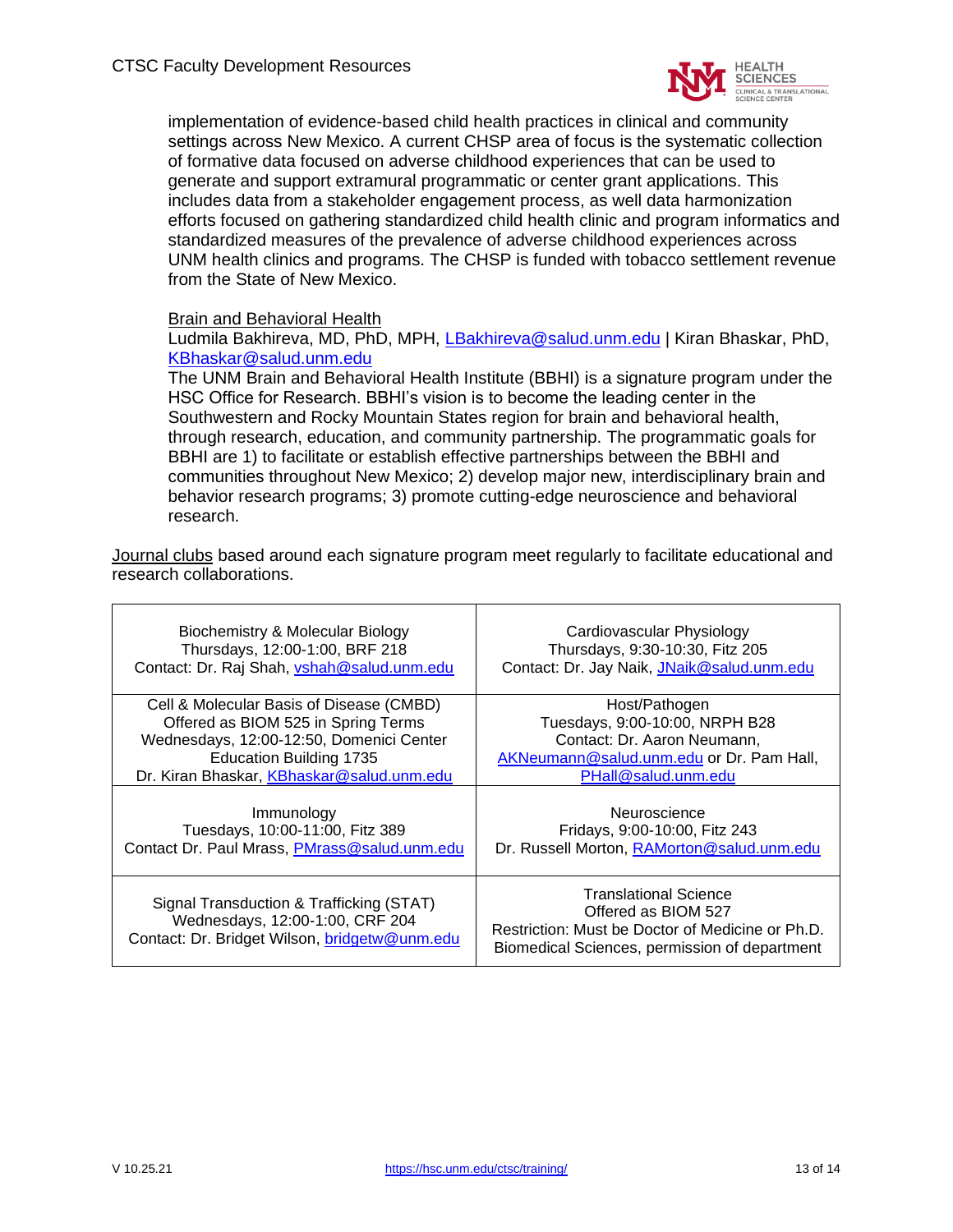implementation of evidence-based child health practices in clinical and community settings across New Mexico. A current CHSP area of focus is the systematic collection of formative data focused on adverse childhood experiences that can be used to generate and support extramural programmatic or center grant applications. This includes data from a stakeholder engagement process, as well data harmonization efforts focused on gathering standardized child health clinic and program informatics and standardized measures of the prevalence of adverse childhood experiences across UNM health clinics and programs. The CHSP is funded with tobacco settlement revenue from the State of New Mexico.

Brain and Behavioral Health
Ludmila Bakhireva, MD, PhD, MPH, LBakhireva@salud.unm.edu | Kiran Bhaskar, PhD, KBhaskar@salud.unm.edu
The UNM Brain and Behavioral Health Institute (BBHI) is a signature program under the HSC Office for Research. BBHI's vision is to become the leading center in the Southwestern and Rocky Mountain States region for brain and behavioral health, through research, education, and community partnership. The programmatic goals for BBHI are 1) to facilitate or establish effective partnerships between the BBHI and communities throughout New Mexico; 2) develop major new, interdisciplinary brain and behavior research programs; 3) promote cutting-edge neuroscience and behavioral research.

Journal clubs based around each signature program meet regularly to facilitate educational and research collaborations.

| | |
|---|---|
| Biochemistry & Molecular Biology<br>Thursdays, 12:00-1:00, BRF 218<br>Contact: Dr. Raj Shah, vshah@salud.unm.edu | Cardiovascular Physiology<br>Thursdays, 9:30-10:30, Fitz 205<br>Contact: Dr. Jay Naik, JNaik@salud.unm.edu |
| Cell & Molecular Basis of Disease (CMBD)<br>Offered as BIOM 525 in Spring Terms<br>Wednesdays, 12:00-12:50, Domenici Center Education Building 1735<br>Dr. Kiran Bhaskar, KBhaskar@salud.unm.edu | Host/Pathogen<br>Tuesdays, 9:00-10:00, NRPH B28<br>Contact: Dr. Aaron Neumann, AKNeumann@salud.unm.edu or Dr. Pam Hall, PHall@salud.unm.edu |
| Immunology<br>Tuesdays, 10:00-11:00, Fitz 389<br>Contact Dr. Paul Mrass, PMrass@salud.unm.edu | Neuroscience<br>Fridays, 9:00-10:00, Fitz 243<br>Dr. Russell Morton, RAMorton@salud.unm.edu |
| Signal Transduction & Trafficking (STAT)<br>Wednesdays, 12:00-1:00, CRF 204<br>Contact: Dr. Bridget Wilson, bridgetw@unm.edu | Translational Science<br>Offered as BIOM 527<br>Restriction: Must be Doctor of Medicine or Ph.D. Biomedical Sciences, permission of department |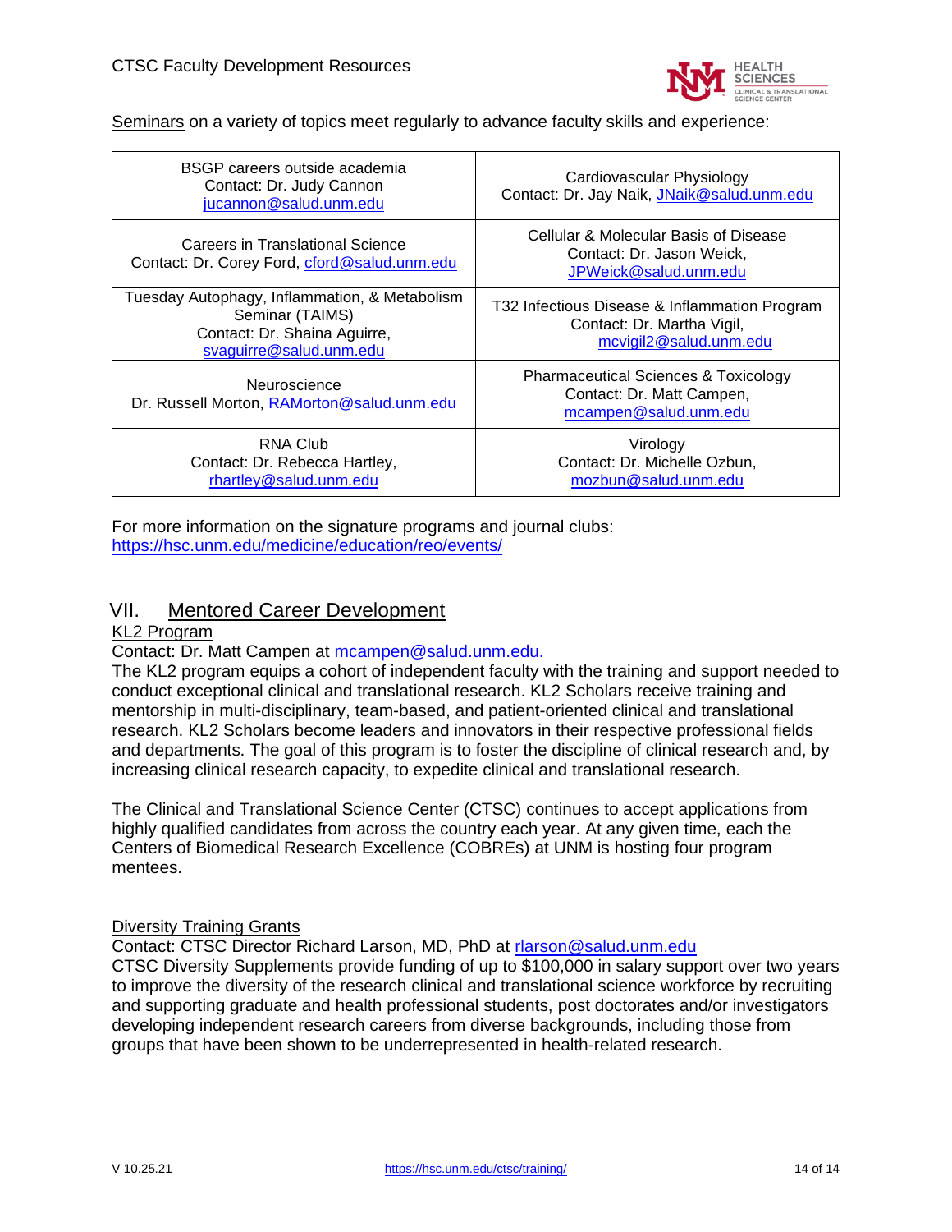Seminars on a variety of topics meet regularly to advance faculty skills and experience:

| | |
|---|---|
| BSGP careers outside academia<br>Contact: Dr. Judy Cannon<br>jucannon@salud.unm.edu | Cardiovascular Physiology<br>Contact: Dr. Jay Naik, JNaik@salud.unm.edu |
| Careers in Translational Science<br>Contact: Dr. Corey Ford, cford@salud.unm.edu | Cellular & Molecular Basis of Disease<br>Contact: Dr. Jason Weick,<br>JPWeick@salud.unm.edu |
| Tuesday Autophagy, Inflammation, & Metabolism Seminar (TAIMS)<br>Contact: Dr. Shaina Aguirre,<br>svaguirre@salud.unm.edu | T32 Infectious Disease & Inflammation Program<br>Contact: Dr. Martha Vigil,<br>mcvigil2@salud.unm.edu |
| Neuroscience<br>Dr. Russell Morton, RAMorton@salud.unm.edu | Pharmaceutical Sciences & Toxicology<br>Contact: Dr. Matt Campen,<br>mcampen@salud.unm.edu |
| RNA Club<br>Contact: Dr. Rebecca Hartley,<br>rhartley@salud.unm.edu | Virology<br>Contact: Dr. Michelle Ozbun,<br>mozbun@salud.unm.edu |

For more information on the signature programs and journal clubs:
https://hsc.unm.edu/medicine/education/reo/events/

## VII. Mentored Career Development

### KL2 Program

Contact: Dr. Matt Campen at mcampen@salud.unm.edu.

The KL2 program equips a cohort of independent faculty with the training and support needed to conduct exceptional clinical and translational research. KL2 Scholars receive training and mentorship in multi-disciplinary, team-based, and patient-oriented clinical and translational research. KL2 Scholars become leaders and innovators in their respective professional fields and departments. The goal of this program is to foster the discipline of clinical research and, by increasing clinical research capacity, to expedite clinical and translational research.

The Clinical and Translational Science Center (CTSC) continues to accept applications from highly qualified candidates from across the country each year. At any given time, each the Centers of Biomedical Research Excellence (COBREs) at UNM is hosting four program mentees.

### Diversity Training Grants

Contact: CTSC Director Richard Larson, MD, PhD at rlarson@salud.unm.edu

CTSC Diversity Supplements provide funding of up to $100,000 in salary support over two years to improve the diversity of the research clinical and translational science workforce by recruiting and supporting graduate and health professional students, post doctorates and/or investigators developing independent research careers from diverse backgrounds, including those from groups that have been shown to be underrepresented in health-related research.